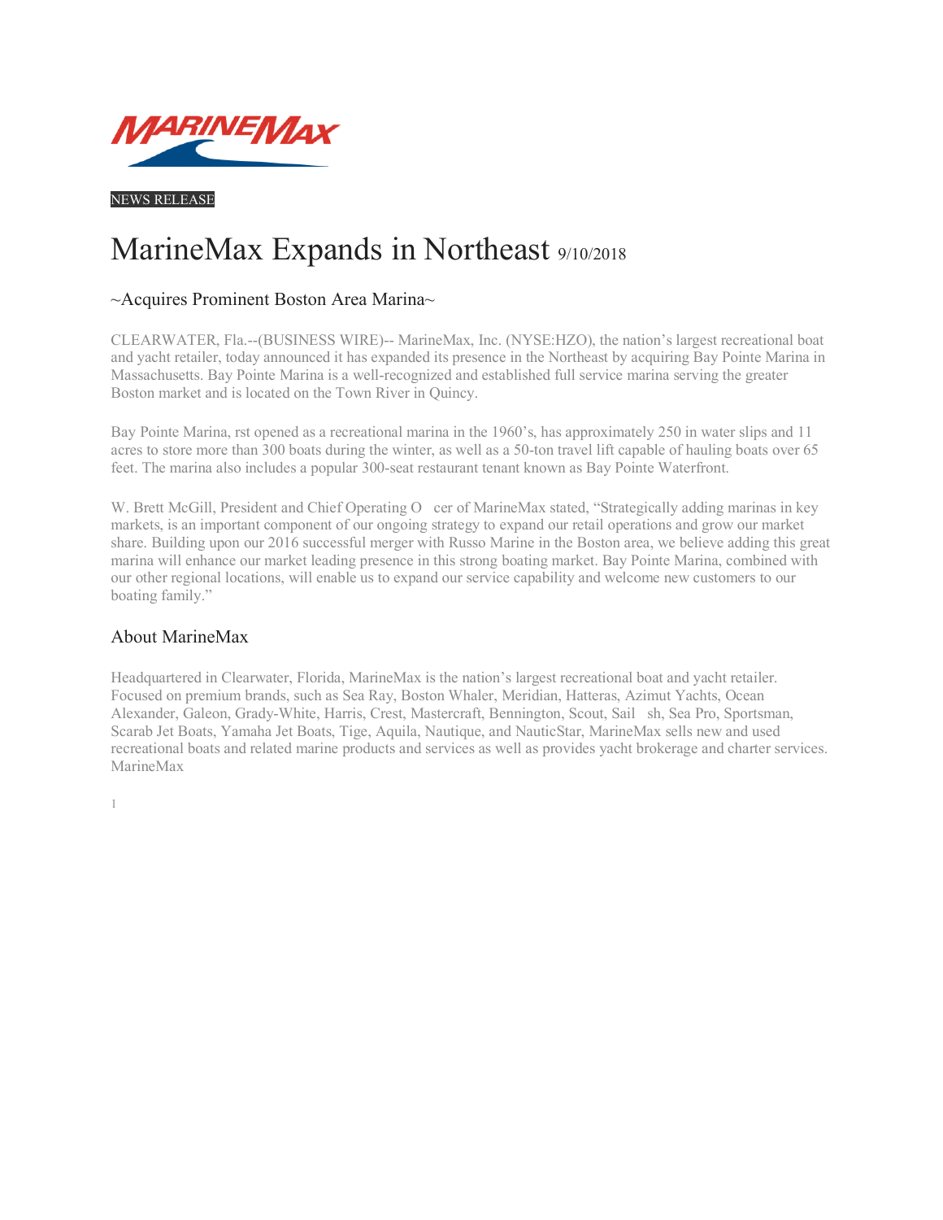NEWS RELEASE

# MarineMax Expands in Northeast 9/10/2018

## ~Acquires Prominent Boston Area Marina~

CLEARWATER, Fla.--(BUSINESS WIRE)-- MarineMax, Inc. (NYSE:HZO), the nation's largest recreational boat and yacht retailer, today announced it has expanded its presence in the Northeast by acquiring Bay Pointe Marina in Massachusetts. Bay Pointe Marina is a well-recognized and established full service marina serving the greater Boston market and is located on the Town River in Quincy.

Bay Pointe Marina, rst opened as a recreational marina in the 1960's, has approximately 250 in water slips and 11 acres to store more than 300 boats during the winter, as well as a 50-ton travel lift capable of hauling boats over 65 feet. The marina also includes a popular 300-seat restaurant tenant known as Bay Pointe Waterfront.

W. Brett McGill, President and Chief Operating O cer of MarineMax stated, "Strategically adding marinas in key markets, is an important component of our ongoing strategy to expand our retail operations and grow our market share. Building upon our 2016 successful merger with Russo Marine in the Boston area, we believe adding this great marina will enhance our market leading presence in this strong boating market. Bay Pointe Marina, combined with our other regional locations, will enable us to expand our service capability and welcome new customers to our boating family."

## About MarineMax

Headquartered in Clearwater, Florida, MarineMax is the nation's largest recreational boat and yacht retailer. Focused on premium brands, such as Sea Ray, Boston Whaler, Meridian, Hatteras, Azimut Yachts, Ocean Alexander, Galeon, Grady-White, Harris, Crest, Mastercraft, Bennington, Scout, Sail sh, Sea Pro, Sportsman, Scarab Jet Boats, Yamaha Jet Boats, Tige, Aquila, Nautique, and NauticStar, MarineMax sells new and used recreational boats and related marine products and services as well as provides yacht brokerage and charter services. MarineMax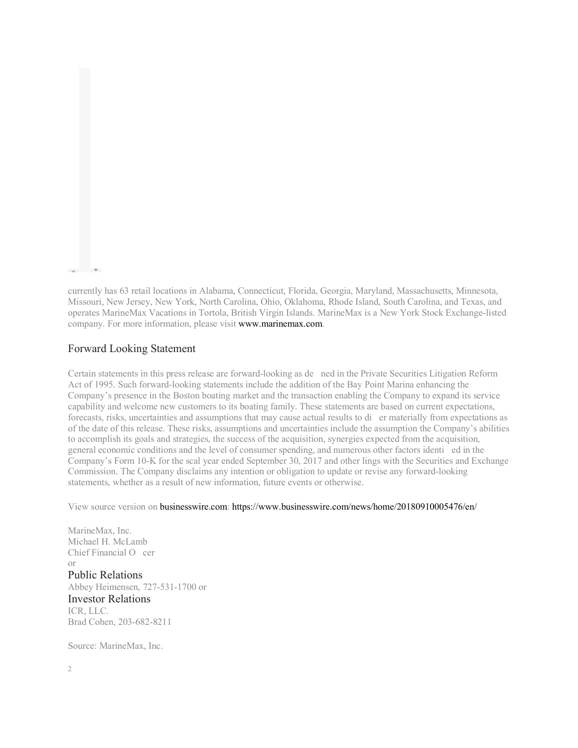currently has 63 retail locations in Alabama, Connecticut, Florida, Georgia, Maryland, Massachusetts, Minnesota, Missouri, New Jersey, New York, North Carolina, Ohio, Oklahoma, Rhode Island, South Carolina, and Texas, and operates MarineMax Vacations in Tortola, British Virgin Islands. MarineMax is a New York Stock Exchange-listed company. For more information, please visit www.marinemax.com.

## Forward Looking Statement

Certain statements in this press release are forward-looking as de ned in the Private Securities Litigation Reform Act of 1995. Such forward-looking statements include the addition of the Bay Point Marina enhancing the Company's presence in the Boston boating market and the transaction enabling the Company to expand its service capability and welcome new customers to its boating family. These statements are based on current expectations, forecasts, risks, uncertainties and assumptions that may cause actual results to di er materially from expectations as of the date of this release. These risks, assumptions and uncertainties include the assumption the Company's abilities to accomplish its goals and strategies, the success of the acquisition, synergies expected from the acquisition, general economic conditions and the level of consumer spending, and numerous other factors identi ed in the Company's Form 10-K for the scal year ended September 30, 2017 and other lings with the Securities and Exchange Commission. The Company disclaims any intention or obligation to update or revise any forward-looking statements, whether as a result of new information, future events or otherwise.

View source version on businesswire.com: https://www.businesswire.com/news/home/20180910005476/en/

MarineMax, Inc.
Michael H. McLamb
Chief Financial O cer
or

### Public Relations

Abbey Heimensen, 727-531-1700 or

### Investor Relations

ICR, LLC.
Brad Cohen, 203-682-8211

Source: MarineMax, Inc.